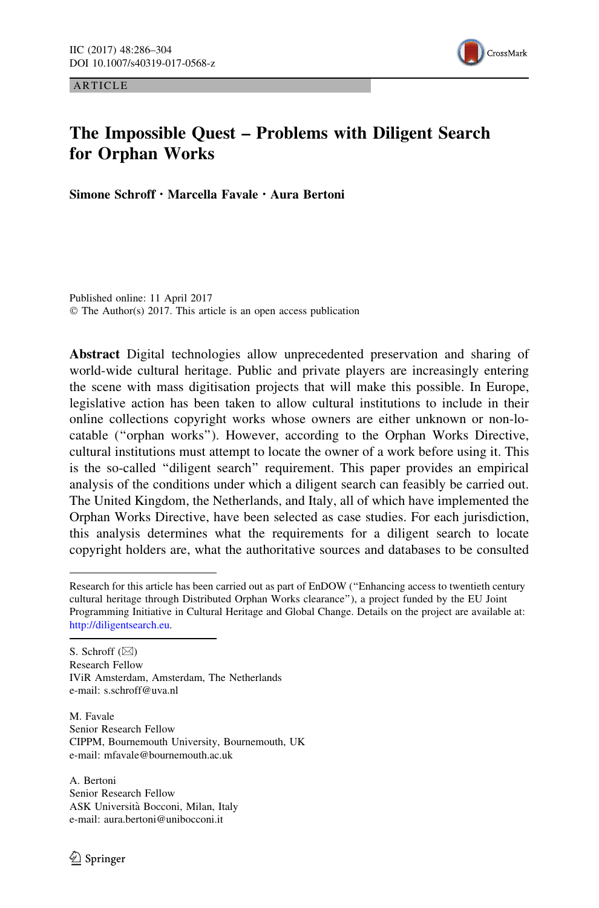ARTICLE

# The Impossible Quest – Problems with Diligent Search for Orphan Works

**Simone Schroff · Marcella Favale · Aura Bertoni**

Published online: 11 April 2017
© The Author(s) 2017. This article is an open access publication

**Abstract** Digital technologies allow unprecedented preservation and sharing of world-wide cultural heritage. Public and private players are increasingly entering the scene with mass digitisation projects that will make this possible. In Europe, legislative action has been taken to allow cultural institutions to include in their online collections copyright works whose owners are either unknown or non-locatable ("orphan works"). However, according to the Orphan Works Directive, cultural institutions must attempt to locate the owner of a work before using it. This is the so-called "diligent search" requirement. This paper provides an empirical analysis of the conditions under which a diligent search can feasibly be carried out. The United Kingdom, the Netherlands, and Italy, all of which have implemented the Orphan Works Directive, have been selected as case studies. For each jurisdiction, this analysis determines what the requirements for a diligent search to locate copyright holders are, what the authoritative sources and databases to be consulted

---

Research for this article has been carried out as part of EnDOW ("Enhancing access to twentieth century cultural heritage through Distributed Orphan Works clearance"), a project funded by the EU Joint Programming Initiative in Cultural Heritage and Global Change. Details on the project are available at: http://diligentsearch.eu.

---

S. Schroff (✉)
Research Fellow
IViR Amsterdam, Amsterdam, The Netherlands
e-mail: s.schroff@uva.nl

M. Favale
Senior Research Fellow
CIPPM, Bournemouth University, Bournemouth, UK
e-mail: mfavale@bournemouth.ac.uk

A. Bertoni
Senior Research Fellow
ASK Università Bocconi, Milan, Italy
e-mail: aura.bertoni@unibocconi.it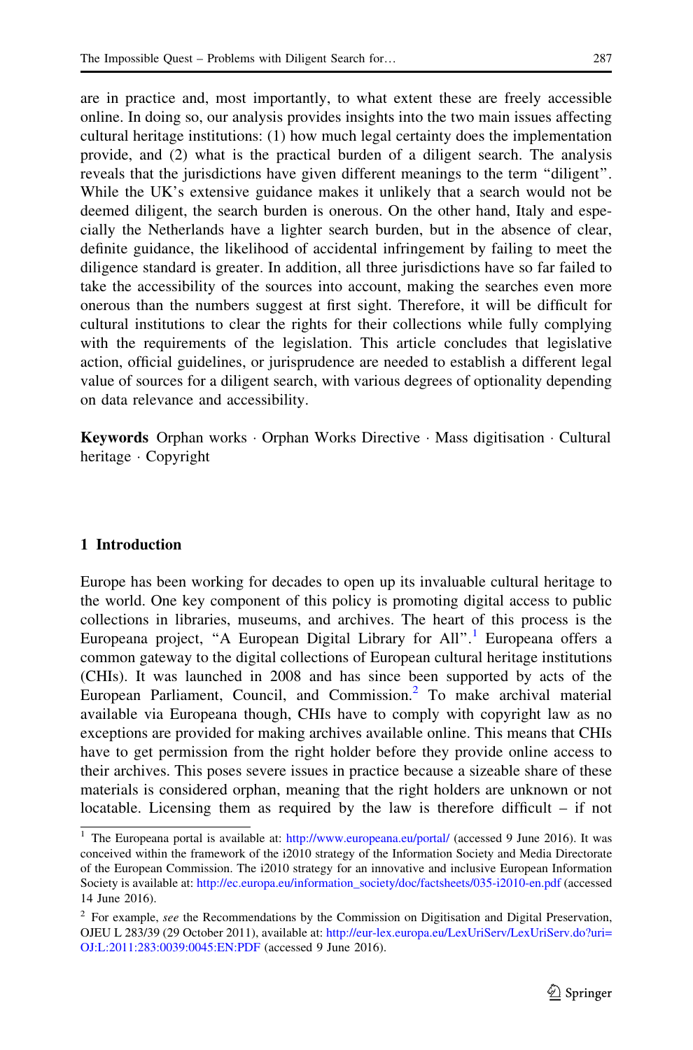are in practice and, most importantly, to what extent these are freely accessible online. In doing so, our analysis provides insights into the two main issues affecting cultural heritage institutions: (1) how much legal certainty does the implementation provide, and (2) what is the practical burden of a diligent search. The analysis reveals that the jurisdictions have given different meanings to the term "diligent". While the UK's extensive guidance makes it unlikely that a search would not be deemed diligent, the search burden is onerous. On the other hand, Italy and especially the Netherlands have a lighter search burden, but in the absence of clear, definite guidance, the likelihood of accidental infringement by failing to meet the diligence standard is greater. In addition, all three jurisdictions have so far failed to take the accessibility of the sources into account, making the searches even more onerous than the numbers suggest at first sight. Therefore, it will be difficult for cultural institutions to clear the rights for their collections while fully complying with the requirements of the legislation. This article concludes that legislative action, official guidelines, or jurisprudence are needed to establish a different legal value of sources for a diligent search, with various degrees of optionality depending on data relevance and accessibility.

**Keywords** Orphan works · Orphan Works Directive · Mass digitisation · Cultural heritage · Copyright

## 1 Introduction

Europe has been working for decades to open up its invaluable cultural heritage to the world. One key component of this policy is promoting digital access to public collections in libraries, museums, and archives. The heart of this process is the Europeana project, "A European Digital Library for All".[1] Europeana offers a common gateway to the digital collections of European cultural heritage institutions (CHIs). It was launched in 2008 and has since been supported by acts of the European Parliament, Council, and Commission.[2] To make archival material available via Europeana though, CHIs have to comply with copyright law as no exceptions are provided for making archives available online. This means that CHIs have to get permission from the right holder before they provide online access to their archives. This poses severe issues in practice because a sizeable share of these materials is considered orphan, meaning that the right holders are unknown or not locatable. Licensing them as required by the law is therefore difficult – if not

[1] The Europeana portal is available at: http://www.europeana.eu/portal/ (accessed 9 June 2016). It was conceived within the framework of the i2010 strategy of the Information Society and Media Directorate of the European Commission. The i2010 strategy for an innovative and inclusive European Information Society is available at: http://ec.europa.eu/information_society/doc/factsheets/035-i2010-en.pdf (accessed 14 June 2016).

[2] For example, *see* the Recommendations by the Commission on Digitisation and Digital Preservation, OJEU L 283/39 (29 October 2011), available at: http://eur-lex.europa.eu/LexUriServ/LexUriServ.do?uri=OJ:L:2011:283:0039:0045:EN:PDF (accessed 9 June 2016).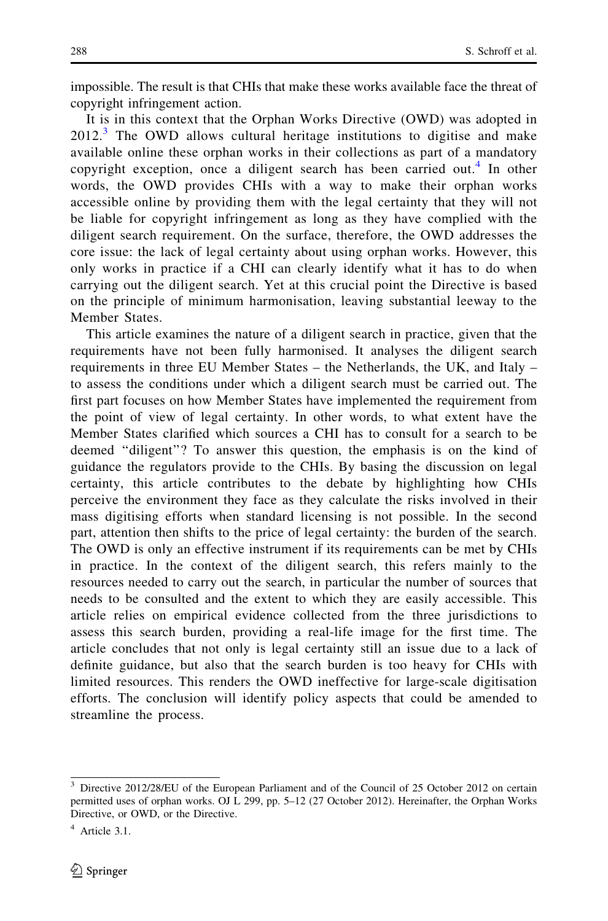impossible. The result is that CHIs that make these works available face the threat of copyright infringement action.

It is in this context that the Orphan Works Directive (OWD) was adopted in 2012.[3] The OWD allows cultural heritage institutions to digitise and make available online these orphan works in their collections as part of a mandatory copyright exception, once a diligent search has been carried out.[4] In other words, the OWD provides CHIs with a way to make their orphan works accessible online by providing them with the legal certainty that they will not be liable for copyright infringement as long as they have complied with the diligent search requirement. On the surface, therefore, the OWD addresses the core issue: the lack of legal certainty about using orphan works. However, this only works in practice if a CHI can clearly identify what it has to do when carrying out the diligent search. Yet at this crucial point the Directive is based on the principle of minimum harmonisation, leaving substantial leeway to the Member States.

This article examines the nature of a diligent search in practice, given that the requirements have not been fully harmonised. It analyses the diligent search requirements in three EU Member States – the Netherlands, the UK, and Italy – to assess the conditions under which a diligent search must be carried out. The first part focuses on how Member States have implemented the requirement from the point of view of legal certainty. In other words, to what extent have the Member States clarified which sources a CHI has to consult for a search to be deemed "diligent"? To answer this question, the emphasis is on the kind of guidance the regulators provide to the CHIs. By basing the discussion on legal certainty, this article contributes to the debate by highlighting how CHIs perceive the environment they face as they calculate the risks involved in their mass digitising efforts when standard licensing is not possible. In the second part, attention then shifts to the price of legal certainty: the burden of the search. The OWD is only an effective instrument if its requirements can be met by CHIs in practice. In the context of the diligent search, this refers mainly to the resources needed to carry out the search, in particular the number of sources that needs to be consulted and the extent to which they are easily accessible. This article relies on empirical evidence collected from the three jurisdictions to assess this search burden, providing a real-life image for the first time. The article concludes that not only is legal certainty still an issue due to a lack of definite guidance, but also that the search burden is too heavy for CHIs with limited resources. This renders the OWD ineffective for large-scale digitisation efforts. The conclusion will identify policy aspects that could be amended to streamline the process.

---

[3] Directive 2012/28/EU of the European Parliament and of the Council of 25 October 2012 on certain permitted uses of orphan works. OJ L 299, pp. 5–12 (27 October 2012). Hereinafter, the Orphan Works Directive, or OWD, or the Directive.

[4] Article 3.1.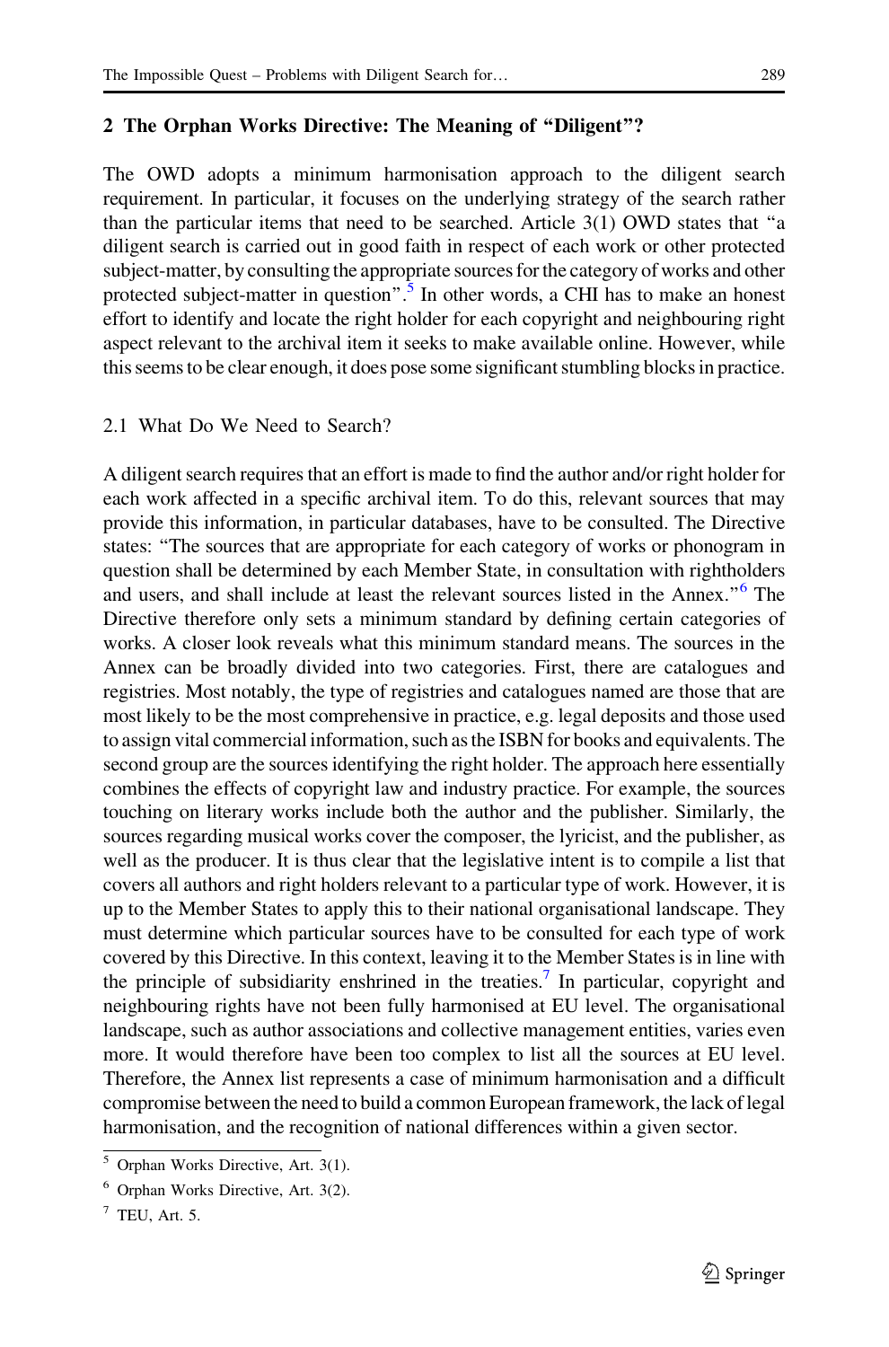## 2 The Orphan Works Directive: The Meaning of "Diligent"?

The OWD adopts a minimum harmonisation approach to the diligent search requirement. In particular, it focuses on the underlying strategy of the search rather than the particular items that need to be searched. Article 3(1) OWD states that "a diligent search is carried out in good faith in respect of each work or other protected subject-matter, by consulting the appropriate sources for the category of works and other protected subject-matter in question".[5] In other words, a CHI has to make an honest effort to identify and locate the right holder for each copyright and neighbouring right aspect relevant to the archival item it seeks to make available online. However, while this seems to be clear enough, it does pose some significant stumbling blocks in practice.

### 2.1 What Do We Need to Search?

A diligent search requires that an effort is made to find the author and/or right holder for each work affected in a specific archival item. To do this, relevant sources that may provide this information, in particular databases, have to be consulted. The Directive states: "The sources that are appropriate for each category of works or phonogram in question shall be determined by each Member State, in consultation with rightholders and users, and shall include at least the relevant sources listed in the Annex."[6] The Directive therefore only sets a minimum standard by defining certain categories of works. A closer look reveals what this minimum standard means. The sources in the Annex can be broadly divided into two categories. First, there are catalogues and registries. Most notably, the type of registries and catalogues named are those that are most likely to be the most comprehensive in practice, e.g. legal deposits and those used to assign vital commercial information, such as the ISBN for books and equivalents. The second group are the sources identifying the right holder. The approach here essentially combines the effects of copyright law and industry practice. For example, the sources touching on literary works include both the author and the publisher. Similarly, the sources regarding musical works cover the composer, the lyricist, and the publisher, as well as the producer. It is thus clear that the legislative intent is to compile a list that covers all authors and right holders relevant to a particular type of work. However, it is up to the Member States to apply this to their national organisational landscape. They must determine which particular sources have to be consulted for each type of work covered by this Directive. In this context, leaving it to the Member States is in line with the principle of subsidiarity enshrined in the treaties.[7] In particular, copyright and neighbouring rights have not been fully harmonised at EU level. The organisational landscape, such as author associations and collective management entities, varies even more. It would therefore have been too complex to list all the sources at EU level. Therefore, the Annex list represents a case of minimum harmonisation and a difficult compromise between the need to build a common European framework, the lack of legal harmonisation, and the recognition of national differences within a given sector.

[5] Orphan Works Directive, Art. 3(1).

[6] Orphan Works Directive, Art. 3(2).

[7] TEU, Art. 5.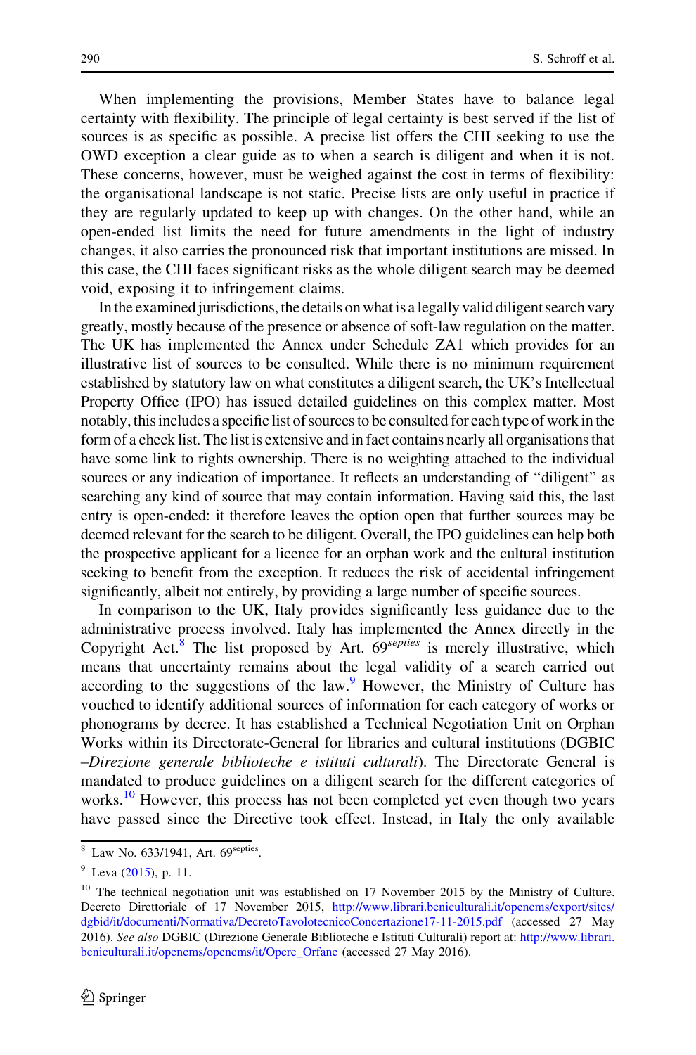When implementing the provisions, Member States have to balance legal certainty with flexibility. The principle of legal certainty is best served if the list of sources is as specific as possible. A precise list offers the CHI seeking to use the OWD exception a clear guide as to when a search is diligent and when it is not. These concerns, however, must be weighed against the cost in terms of flexibility: the organisational landscape is not static. Precise lists are only useful in practice if they are regularly updated to keep up with changes. On the other hand, while an open-ended list limits the need for future amendments in the light of industry changes, it also carries the pronounced risk that important institutions are missed. In this case, the CHI faces significant risks as the whole diligent search may be deemed void, exposing it to infringement claims.

In the examined jurisdictions, the details on what is a legally valid diligent search vary greatly, mostly because of the presence or absence of soft-law regulation on the matter. The UK has implemented the Annex under Schedule ZA1 which provides for an illustrative list of sources to be consulted. While there is no minimum requirement established by statutory law on what constitutes a diligent search, the UK's Intellectual Property Office (IPO) has issued detailed guidelines on this complex matter. Most notably, this includes a specific list of sources to be consulted for each type of work in the form of a check list. The list is extensive and in fact contains nearly all organisations that have some link to rights ownership. There is no weighting attached to the individual sources or any indication of importance. It reflects an understanding of "diligent" as searching any kind of source that may contain information. Having said this, the last entry is open-ended: it therefore leaves the option open that further sources may be deemed relevant for the search to be diligent. Overall, the IPO guidelines can help both the prospective applicant for a licence for an orphan work and the cultural institution seeking to benefit from the exception. It reduces the risk of accidental infringement significantly, albeit not entirely, by providing a large number of specific sources.

In comparison to the UK, Italy provides significantly less guidance due to the administrative process involved. Italy has implemented the Annex directly in the Copyright Act.[8] The list proposed by Art. 69*septies* is merely illustrative, which means that uncertainty remains about the legal validity of a search carried out according to the suggestions of the law.[9] However, the Ministry of Culture has vouched to identify additional sources of information for each category of works or phonograms by decree. It has established a Technical Negotiation Unit on Orphan Works within its Directorate-General for libraries and cultural institutions (DGBIC –*Direzione generale biblioteche e istituti culturali*). The Directorate General is mandated to produce guidelines on a diligent search for the different categories of works.[10] However, this process has not been completed yet even though two years have passed since the Directive took effect. Instead, in Italy the only available

---

[8] Law No. 633/1941, Art. 69*septies*.

[9] Leva (2015), p. 11.

[10] The technical negotiation unit was established on 17 November 2015 by the Ministry of Culture. Decreto Direttoriale of 17 November 2015, http://www.librari.beniculturali.it/opencms/export/sites/dgbid/it/documenti/Normativa/DecretoTavolotecnicoConcertazione17-11-2015.pdf (accessed 27 May 2016). *See also* DGBIC (Direzione Generale Biblioteche e Istituti Culturali) report at: http://www.librari.beniculturali.it/opencms/opencms/it/Opere_Orfane (accessed 27 May 2016).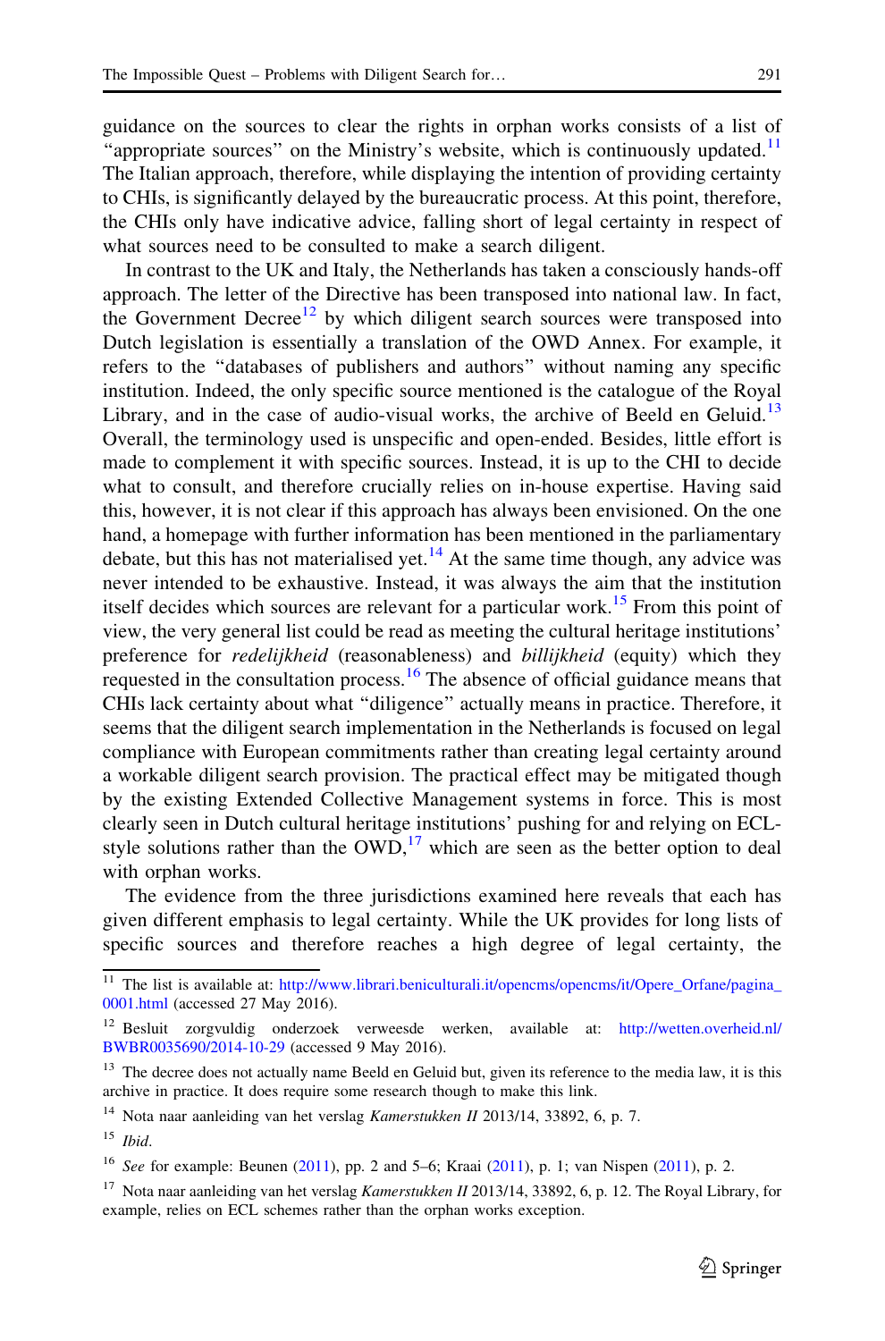guidance on the sources to clear the rights in orphan works consists of a list of "appropriate sources" on the Ministry's website, which is continuously updated.[11] The Italian approach, therefore, while displaying the intention of providing certainty to CHIs, is significantly delayed by the bureaucratic process. At this point, therefore, the CHIs only have indicative advice, falling short of legal certainty in respect of what sources need to be consulted to make a search diligent.

In contrast to the UK and Italy, the Netherlands has taken a consciously hands-off approach. The letter of the Directive has been transposed into national law. In fact, the Government Decree[12] by which diligent search sources were transposed into Dutch legislation is essentially a translation of the OWD Annex. For example, it refers to the "databases of publishers and authors" without naming any specific institution. Indeed, the only specific source mentioned is the catalogue of the Royal Library, and in the case of audio-visual works, the archive of Beeld en Geluid.[13] Overall, the terminology used is unspecific and open-ended. Besides, little effort is made to complement it with specific sources. Instead, it is up to the CHI to decide what to consult, and therefore crucially relies on in-house expertise. Having said this, however, it is not clear if this approach has always been envisioned. On the one hand, a homepage with further information has been mentioned in the parliamentary debate, but this has not materialised yet.[14] At the same time though, any advice was never intended to be exhaustive. Instead, it was always the aim that the institution itself decides which sources are relevant for a particular work.[15] From this point of view, the very general list could be read as meeting the cultural heritage institutions' preference for *redelijkheid* (reasonableness) and *billijkheid* (equity) which they requested in the consultation process.[16] The absence of official guidance means that CHIs lack certainty about what "diligence" actually means in practice. Therefore, it seems that the diligent search implementation in the Netherlands is focused on legal compliance with European commitments rather than creating legal certainty around a workable diligent search provision. The practical effect may be mitigated though by the existing Extended Collective Management systems in force. This is most clearly seen in Dutch cultural heritage institutions' pushing for and relying on ECL-style solutions rather than the OWD,[17] which are seen as the better option to deal with orphan works.

The evidence from the three jurisdictions examined here reveals that each has given different emphasis to legal certainty. While the UK provides for long lists of specific sources and therefore reaches a high degree of legal certainty, the

---

[11] The list is available at: http://www.librari.beniculturali.it/opencms/opencms/it/Opere_Orfane/pagina_0001.html (accessed 27 May 2016).

[12] Besluit zorgvuldig onderzoek verweesde werken, available at: http://wetten.overheid.nl/BWBR0035690/2014-10-29 (accessed 9 May 2016).

[13] The decree does not actually name Beeld en Geluid but, given its reference to the media law, it is this archive in practice. It does require some research though to make this link.

[14] Nota naar aanleiding van het verslag *Kamerstukken II* 2013/14, 33892, 6, p. 7.

[15] *Ibid*.

[16] *See* for example: Beunen (2011), pp. 2 and 5–6; Kraai (2011), p. 1; van Nispen (2011), p. 2.

[17] Nota naar aanleiding van het verslag *Kamerstukken II* 2013/14, 33892, 6, p. 12. The Royal Library, for example, relies on ECL schemes rather than the orphan works exception.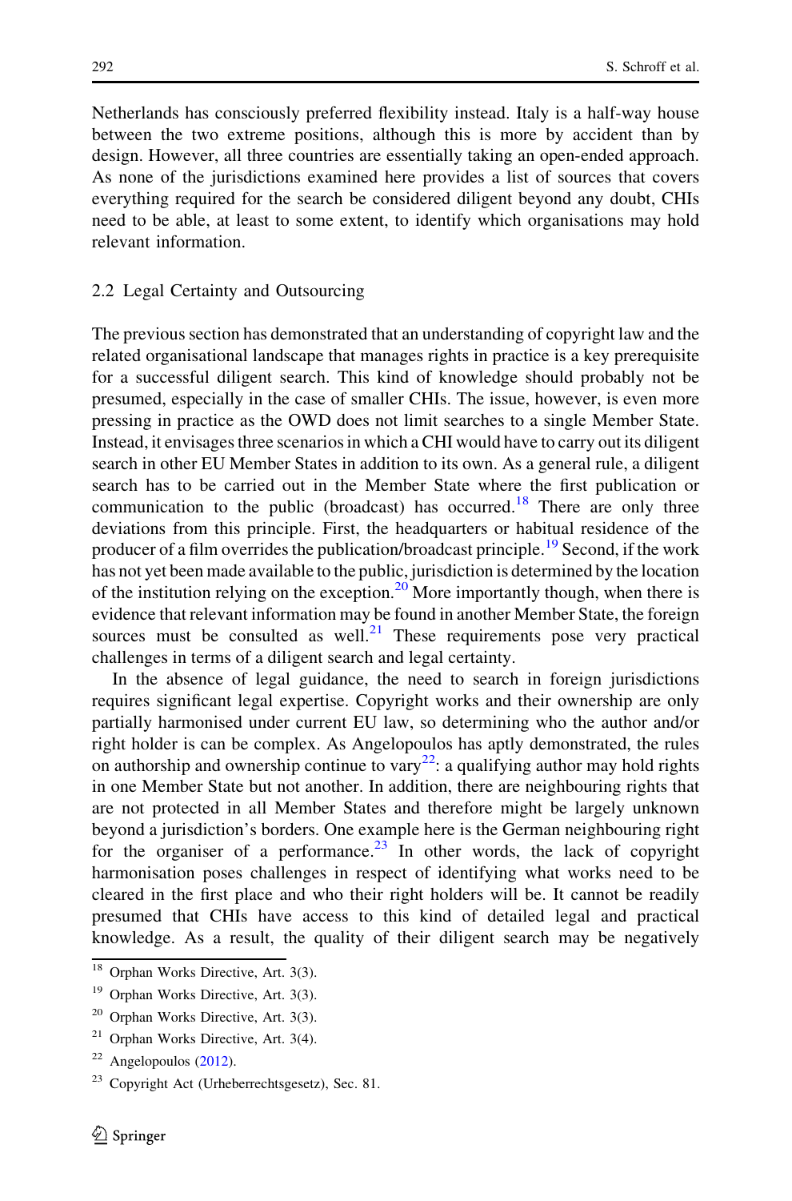Netherlands has consciously preferred flexibility instead. Italy is a half-way house between the two extreme positions, although this is more by accident than by design. However, all three countries are essentially taking an open-ended approach. As none of the jurisdictions examined here provides a list of sources that covers everything required for the search be considered diligent beyond any doubt, CHIs need to be able, at least to some extent, to identify which organisations may hold relevant information.

### 2.2 Legal Certainty and Outsourcing

The previous section has demonstrated that an understanding of copyright law and the related organisational landscape that manages rights in practice is a key prerequisite for a successful diligent search. This kind of knowledge should probably not be presumed, especially in the case of smaller CHIs. The issue, however, is even more pressing in practice as the OWD does not limit searches to a single Member State. Instead, it envisages three scenarios in which a CHI would have to carry out its diligent search in other EU Member States in addition to its own. As a general rule, a diligent search has to be carried out in the Member State where the first publication or communication to the public (broadcast) has occurred.[18] There are only three deviations from this principle. First, the headquarters or habitual residence of the producer of a film overrides the publication/broadcast principle.[19] Second, if the work has not yet been made available to the public, jurisdiction is determined by the location of the institution relying on the exception.[20] More importantly though, when there is evidence that relevant information may be found in another Member State, the foreign sources must be consulted as well.[21] These requirements pose very practical challenges in terms of a diligent search and legal certainty.

In the absence of legal guidance, the need to search in foreign jurisdictions requires significant legal expertise. Copyright works and their ownership are only partially harmonised under current EU law, so determining who the author and/or right holder is can be complex. As Angelopoulos has aptly demonstrated, the rules on authorship and ownership continue to vary[22]: a qualifying author may hold rights in one Member State but not another. In addition, there are neighbouring rights that are not protected in all Member States and therefore might be largely unknown beyond a jurisdiction's borders. One example here is the German neighbouring right for the organiser of a performance.[23] In other words, the lack of copyright harmonisation poses challenges in respect of identifying what works need to be cleared in the first place and who their right holders will be. It cannot be readily presumed that CHIs have access to this kind of detailed legal and practical knowledge. As a result, the quality of their diligent search may be negatively

---

[18] Orphan Works Directive, Art. 3(3).

[19] Orphan Works Directive, Art. 3(3).

[20] Orphan Works Directive, Art. 3(3).

[21] Orphan Works Directive, Art. 3(4).

[22] Angelopoulos (2012).

[23] Copyright Act (Urheberrechtsgesetz), Sec. 81.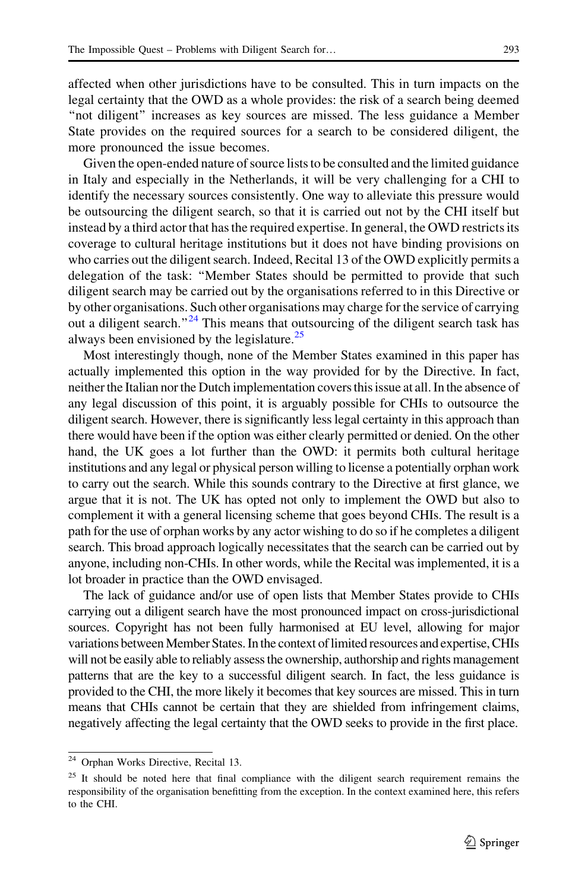affected when other jurisdictions have to be consulted. This in turn impacts on the legal certainty that the OWD as a whole provides: the risk of a search being deemed "not diligent" increases as key sources are missed. The less guidance a Member State provides on the required sources for a search to be considered diligent, the more pronounced the issue becomes.

Given the open-ended nature of source lists to be consulted and the limited guidance in Italy and especially in the Netherlands, it will be very challenging for a CHI to identify the necessary sources consistently. One way to alleviate this pressure would be outsourcing the diligent search, so that it is carried out not by the CHI itself but instead by a third actor that has the required expertise. In general, the OWD restricts its coverage to cultural heritage institutions but it does not have binding provisions on who carries out the diligent search. Indeed, Recital 13 of the OWD explicitly permits a delegation of the task: "Member States should be permitted to provide that such diligent search may be carried out by the organisations referred to in this Directive or by other organisations. Such other organisations may charge for the service of carrying out a diligent search."[24] This means that outsourcing of the diligent search task has always been envisioned by the legislature.[25]

Most interestingly though, none of the Member States examined in this paper has actually implemented this option in the way provided for by the Directive. In fact, neither the Italian nor the Dutch implementation covers this issue at all. In the absence of any legal discussion of this point, it is arguably possible for CHIs to outsource the diligent search. However, there is significantly less legal certainty in this approach than there would have been if the option was either clearly permitted or denied. On the other hand, the UK goes a lot further than the OWD: it permits both cultural heritage institutions and any legal or physical person willing to license a potentially orphan work to carry out the search. While this sounds contrary to the Directive at first glance, we argue that it is not. The UK has opted not only to implement the OWD but also to complement it with a general licensing scheme that goes beyond CHIs. The result is a path for the use of orphan works by any actor wishing to do so if he completes a diligent search. This broad approach logically necessitates that the search can be carried out by anyone, including non-CHIs. In other words, while the Recital was implemented, it is a lot broader in practice than the OWD envisaged.

The lack of guidance and/or use of open lists that Member States provide to CHIs carrying out a diligent search have the most pronounced impact on cross-jurisdictional sources. Copyright has not been fully harmonised at EU level, allowing for major variations between Member States. In the context of limited resources and expertise, CHIs will not be easily able to reliably assess the ownership, authorship and rights management patterns that are the key to a successful diligent search. In fact, the less guidance is provided to the CHI, the more likely it becomes that key sources are missed. This in turn means that CHIs cannot be certain that they are shielded from infringement claims, negatively affecting the legal certainty that the OWD seeks to provide in the first place.

---

[24] Orphan Works Directive, Recital 13.

[25] It should be noted here that final compliance with the diligent search requirement remains the responsibility of the organisation benefitting from the exception. In the context examined here, this refers to the CHI.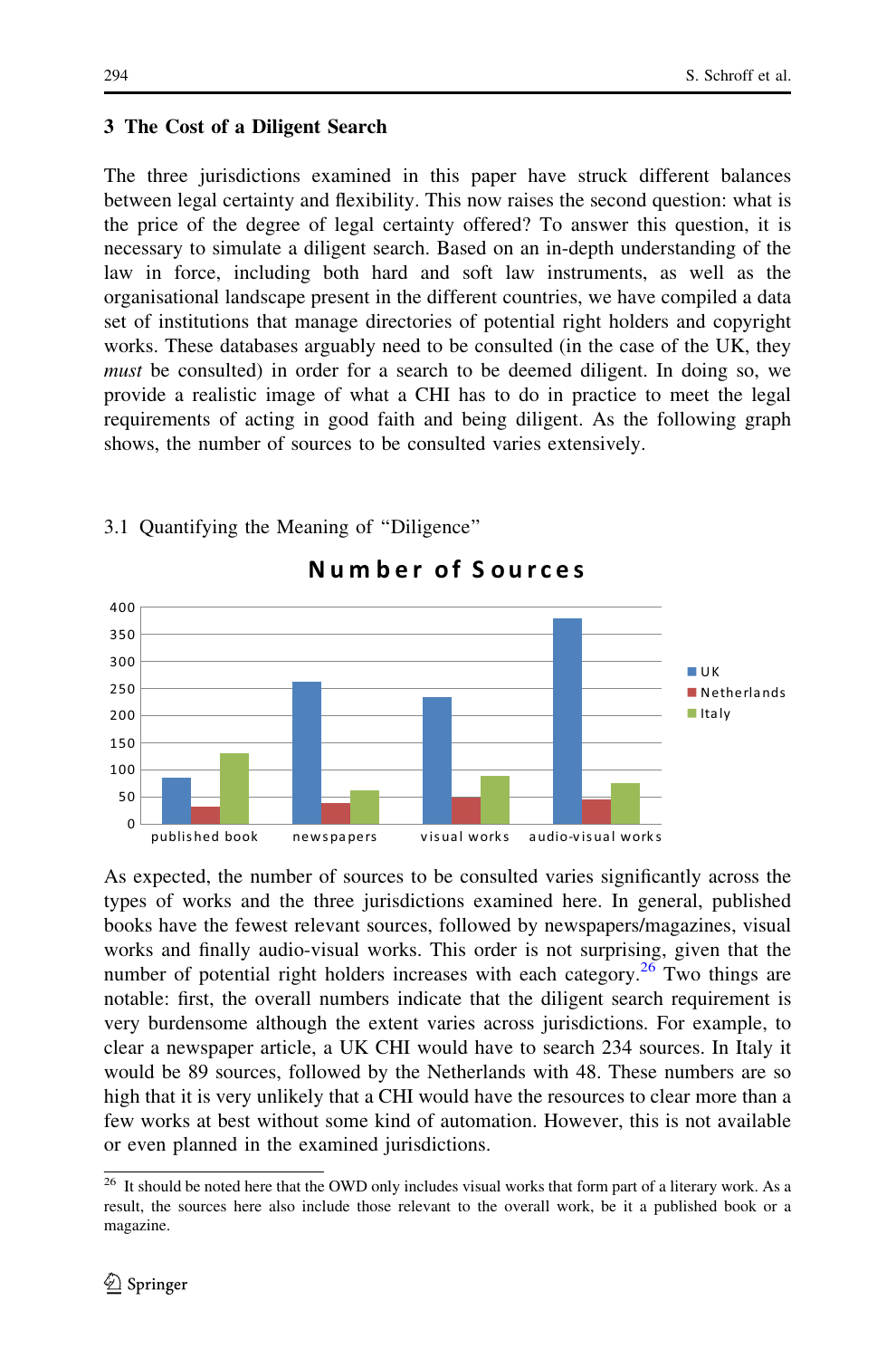## 3 The Cost of a Diligent Search

The three jurisdictions examined in this paper have struck different balances between legal certainty and flexibility. This now raises the second question: what is the price of the degree of legal certainty offered? To answer this question, it is necessary to simulate a diligent search. Based on an in-depth understanding of the law in force, including both hard and soft law instruments, as well as the organisational landscape present in the different countries, we have compiled a data set of institutions that manage directories of potential right holders and copyright works. These databases arguably need to be consulted (in the case of the UK, they *must* be consulted) in order for a search to be deemed diligent. In doing so, we provide a realistic image of what a CHI has to do in practice to meet the legal requirements of acting in good faith and being diligent. As the following graph shows, the number of sources to be consulted varies extensively.

### 3.1 Quantifying the Meaning of "Diligence"

**Number of Sources**

As expected, the number of sources to be consulted varies significantly across the types of works and the three jurisdictions examined here. In general, published books have the fewest relevant sources, followed by newspapers/magazines, visual works and finally audio-visual works. This order is not surprising, given that the number of potential right holders increases with each category.[26] Two things are notable: first, the overall numbers indicate that the diligent search requirement is very burdensome although the extent varies across jurisdictions. For example, to clear a newspaper article, a UK CHI would have to search 234 sources. In Italy it would be 89 sources, followed by the Netherlands with 48. These numbers are so high that it is very unlikely that a CHI would have the resources to clear more than a few works at best without some kind of automation. However, this is not available or even planned in the examined jurisdictions.

[26] It should be noted here that the OWD only includes visual works that form part of a literary work. As a result, the sources here also include those relevant to the overall work, be it a published book or a magazine.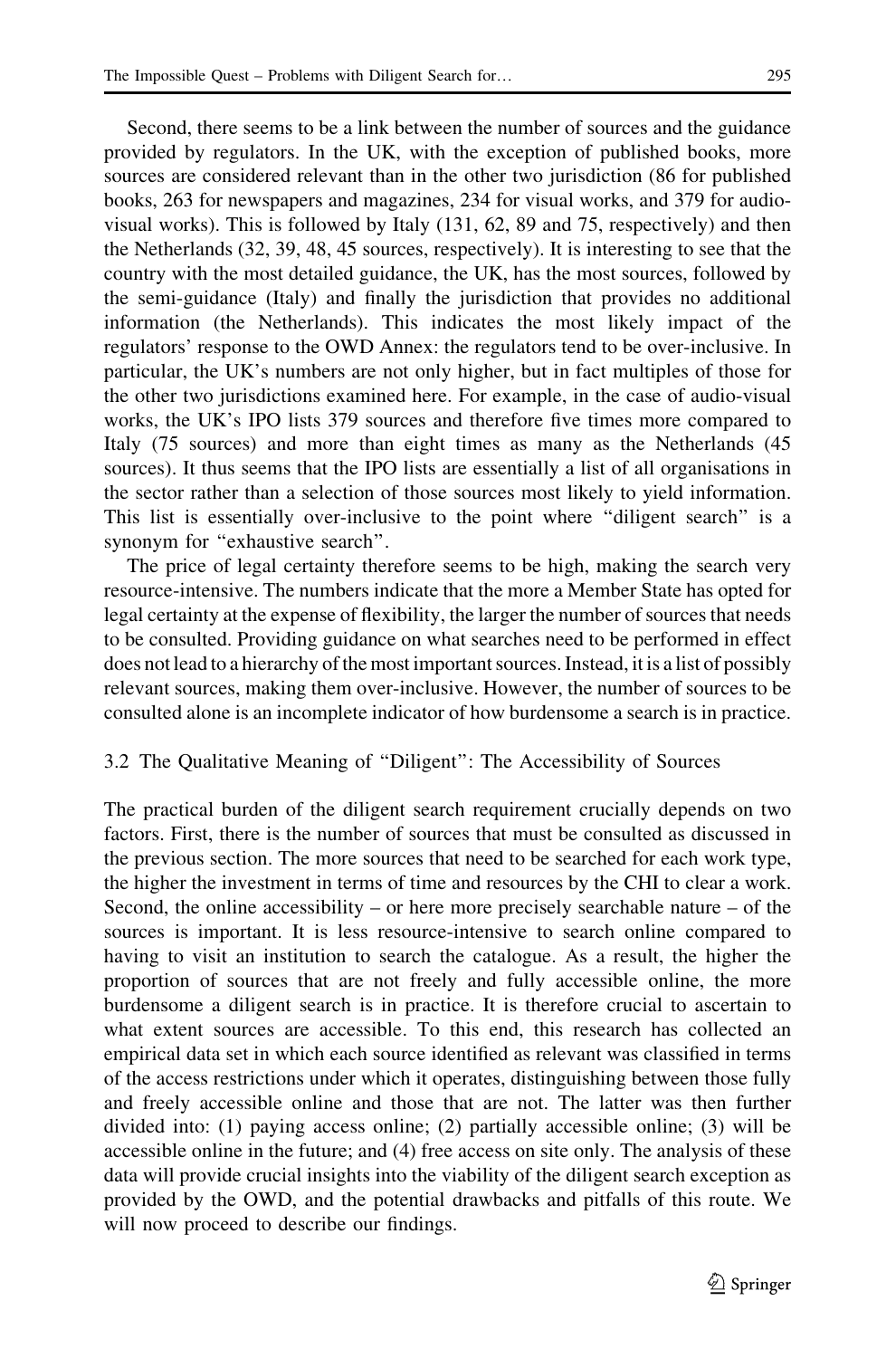Second, there seems to be a link between the number of sources and the guidance provided by regulators. In the UK, with the exception of published books, more sources are considered relevant than in the other two jurisdiction (86 for published books, 263 for newspapers and magazines, 234 for visual works, and 379 for audio-visual works). This is followed by Italy (131, 62, 89 and 75, respectively) and then the Netherlands (32, 39, 48, 45 sources, respectively). It is interesting to see that the country with the most detailed guidance, the UK, has the most sources, followed by the semi-guidance (Italy) and finally the jurisdiction that provides no additional information (the Netherlands). This indicates the most likely impact of the regulators' response to the OWD Annex: the regulators tend to be over-inclusive. In particular, the UK's numbers are not only higher, but in fact multiples of those for the other two jurisdictions examined here. For example, in the case of audio-visual works, the UK's IPO lists 379 sources and therefore five times more compared to Italy (75 sources) and more than eight times as many as the Netherlands (45 sources). It thus seems that the IPO lists are essentially a list of all organisations in the sector rather than a selection of those sources most likely to yield information. This list is essentially over-inclusive to the point where "diligent search" is a synonym for "exhaustive search".

The price of legal certainty therefore seems to be high, making the search very resource-intensive. The numbers indicate that the more a Member State has opted for legal certainty at the expense of flexibility, the larger the number of sources that needs to be consulted. Providing guidance on what searches need to be performed in effect does not lead to a hierarchy of the most important sources. Instead, it is a list of possibly relevant sources, making them over-inclusive. However, the number of sources to be consulted alone is an incomplete indicator of how burdensome a search is in practice.

### 3.2 The Qualitative Meaning of "Diligent": The Accessibility of Sources

The practical burden of the diligent search requirement crucially depends on two factors. First, there is the number of sources that must be consulted as discussed in the previous section. The more sources that need to be searched for each work type, the higher the investment in terms of time and resources by the CHI to clear a work. Second, the online accessibility – or here more precisely searchable nature – of the sources is important. It is less resource-intensive to search online compared to having to visit an institution to search the catalogue. As a result, the higher the proportion of sources that are not freely and fully accessible online, the more burdensome a diligent search is in practice. It is therefore crucial to ascertain to what extent sources are accessible. To this end, this research has collected an empirical data set in which each source identified as relevant was classified in terms of the access restrictions under which it operates, distinguishing between those fully and freely accessible online and those that are not. The latter was then further divided into: (1) paying access online; (2) partially accessible online; (3) will be accessible online in the future; and (4) free access on site only. The analysis of these data will provide crucial insights into the viability of the diligent search exception as provided by the OWD, and the potential drawbacks and pitfalls of this route. We will now proceed to describe our findings.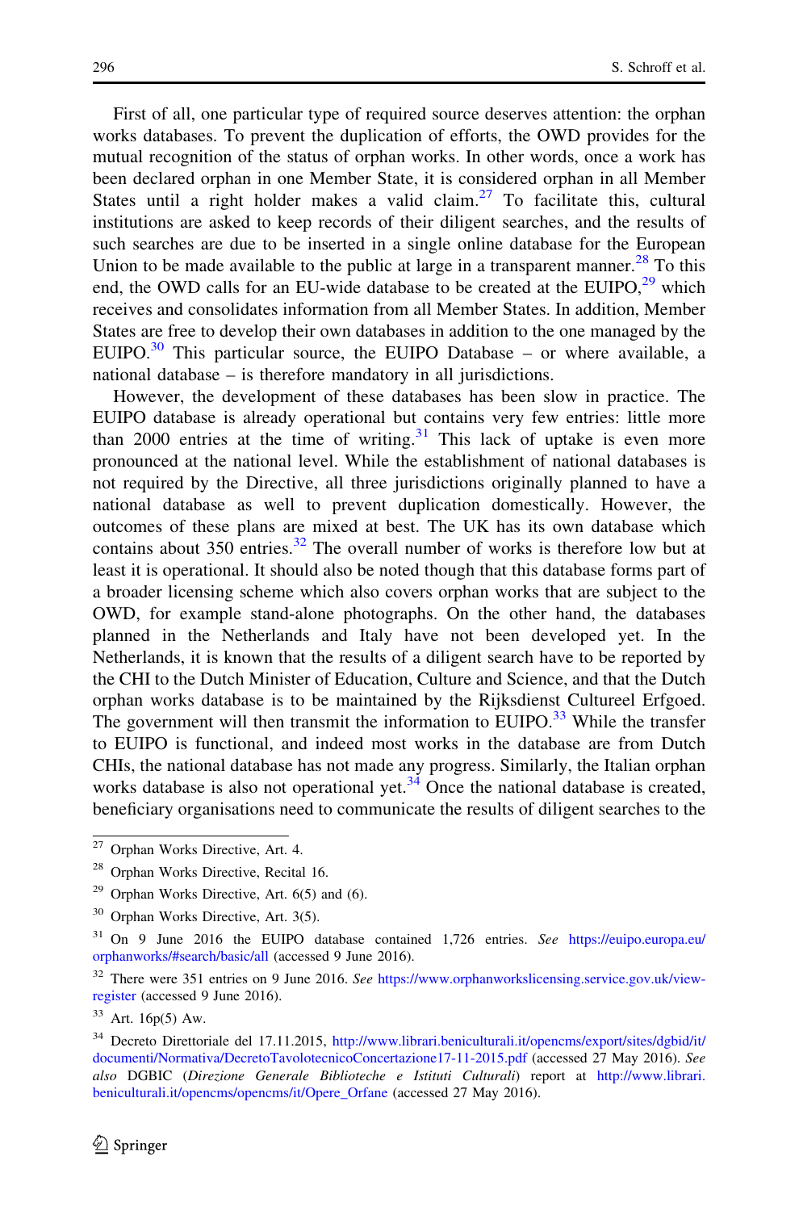First of all, one particular type of required source deserves attention: the orphan works databases. To prevent the duplication of efforts, the OWD provides for the mutual recognition of the status of orphan works. In other words, once a work has been declared orphan in one Member State, it is considered orphan in all Member States until a right holder makes a valid claim.[27] To facilitate this, cultural institutions are asked to keep records of their diligent searches, and the results of such searches are due to be inserted in a single online database for the European Union to be made available to the public at large in a transparent manner.[28] To this end, the OWD calls for an EU-wide database to be created at the EUIPO,[29] which receives and consolidates information from all Member States. In addition, Member States are free to develop their own databases in addition to the one managed by the EUIPO.[30] This particular source, the EUIPO Database – or where available, a national database – is therefore mandatory in all jurisdictions.

However, the development of these databases has been slow in practice. The EUIPO database is already operational but contains very few entries: little more than 2000 entries at the time of writing.[31] This lack of uptake is even more pronounced at the national level. While the establishment of national databases is not required by the Directive, all three jurisdictions originally planned to have a national database as well to prevent duplication domestically. However, the outcomes of these plans are mixed at best. The UK has its own database which contains about 350 entries.[32] The overall number of works is therefore low but at least it is operational. It should also be noted though that this database forms part of a broader licensing scheme which also covers orphan works that are subject to the OWD, for example stand-alone photographs. On the other hand, the databases planned in the Netherlands and Italy have not been developed yet. In the Netherlands, it is known that the results of a diligent search have to be reported by the CHI to the Dutch Minister of Education, Culture and Science, and that the Dutch orphan works database is to be maintained by the Rijksdienst Cultureel Erfgoed. The government will then transmit the information to EUIPO.[33] While the transfer to EUIPO is functional, and indeed most works in the database are from Dutch CHIs, the national database has not made any progress. Similarly, the Italian orphan works database is also not operational yet.[34] Once the national database is created, beneficiary organisations need to communicate the results of diligent searches to the

---

[27] Orphan Works Directive, Art. 4.

[28] Orphan Works Directive, Recital 16.

[29] Orphan Works Directive, Art. 6(5) and (6).

[30] Orphan Works Directive, Art. 3(5).

[31] On 9 June 2016 the EUIPO database contained 1,726 entries. *See* https://euipo.europa.eu/orphanworks/#search/basic/all (accessed 9 June 2016).

[32] There were 351 entries on 9 June 2016. *See* https://www.orphanworkslicensing.service.gov.uk/view-register (accessed 9 June 2016).

[33] Art. 16p(5) Aw.

[34] Decreto Direttoriale del 17.11.2015, http://www.librari.beniculturali.it/opencms/export/sites/dgbid/it/documenti/Normativa/DecretoTavolotecnicoConcertazione17-11-2015.pdf (accessed 27 May 2016). *See also* DGBIC (*Direzione Generale Biblioteche e Istituti Culturali*) report at http://www.librari.beniculturali.it/opencms/opencms/it/Opere_Orfane (accessed 27 May 2016).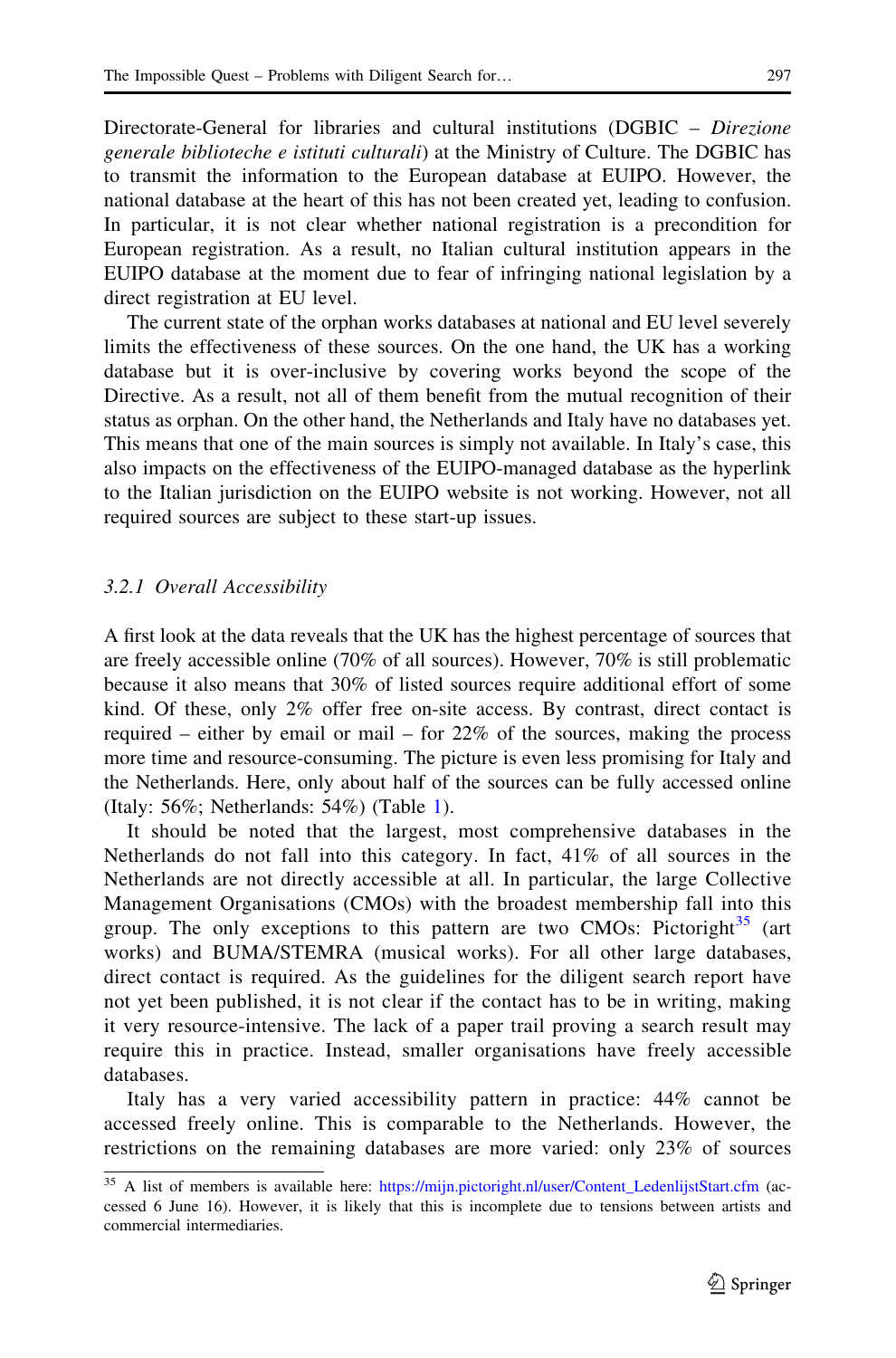Directorate-General for libraries and cultural institutions (DGBIC – *Direzione generale biblioteche e istituti culturali*) at the Ministry of Culture. The DGBIC has to transmit the information to the European database at EUIPO. However, the national database at the heart of this has not been created yet, leading to confusion. In particular, it is not clear whether national registration is a precondition for European registration. As a result, no Italian cultural institution appears in the EUIPO database at the moment due to fear of infringing national legislation by a direct registration at EU level.

The current state of the orphan works databases at national and EU level severely limits the effectiveness of these sources. On the one hand, the UK has a working database but it is over-inclusive by covering works beyond the scope of the Directive. As a result, not all of them benefit from the mutual recognition of their status as orphan. On the other hand, the Netherlands and Italy have no databases yet. This means that one of the main sources is simply not available. In Italy's case, this also impacts on the effectiveness of the EUIPO-managed database as the hyperlink to the Italian jurisdiction on the EUIPO website is not working. However, not all required sources are subject to these start-up issues.

### 3.2.1 Overall Accessibility

A first look at the data reveals that the UK has the highest percentage of sources that are freely accessible online (70% of all sources). However, 70% is still problematic because it also means that 30% of listed sources require additional effort of some kind. Of these, only 2% offer free on-site access. By contrast, direct contact is required – either by email or mail – for 22% of the sources, making the process more time and resource-consuming. The picture is even less promising for Italy and the Netherlands. Here, only about half of the sources can be fully accessed online (Italy: 56%; Netherlands: 54%) (Table 1).

It should be noted that the largest, most comprehensive databases in the Netherlands do not fall into this category. In fact, 41% of all sources in the Netherlands are not directly accessible at all. In particular, the large Collective Management Organisations (CMOs) with the broadest membership fall into this group. The only exceptions to this pattern are two CMOs: Pictoright[35] (art works) and BUMA/STEMRA (musical works). For all other large databases, direct contact is required. As the guidelines for the diligent search report have not yet been published, it is not clear if the contact has to be in writing, making it very resource-intensive. The lack of a paper trail proving a search result may require this in practice. Instead, smaller organisations have freely accessible databases.

Italy has a very varied accessibility pattern in practice: 44% cannot be accessed freely online. This is comparable to the Netherlands. However, the restrictions on the remaining databases are more varied: only 23% of sources

---

[35] A list of members is available here: https://mijn.pictoright.nl/user/Content_LedenlijstStart.cfm (accessed 6 June 16). However, it is likely that this is incomplete due to tensions between artists and commercial intermediaries.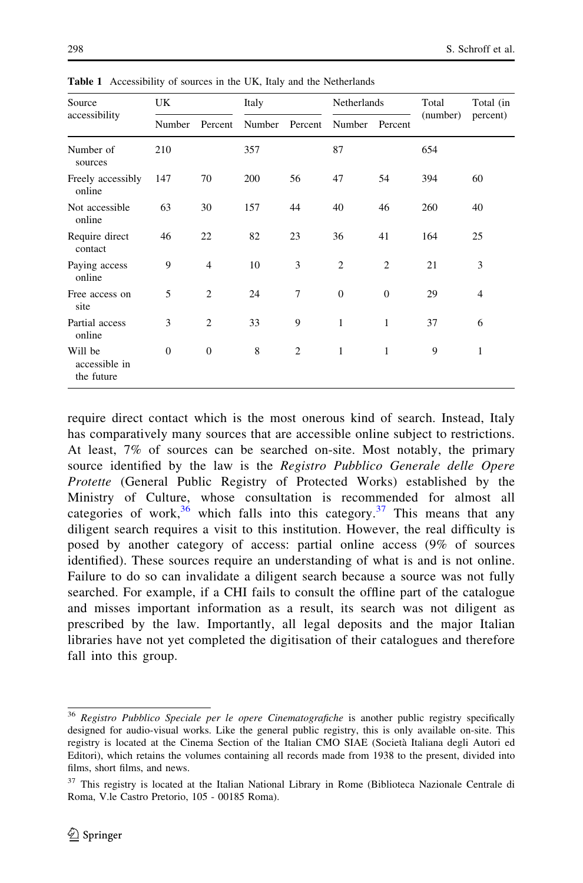**Table 1** Accessibility of sources in the UK, Italy and the Netherlands

| Source accessibility | UK | | Italy | | Netherlands | | Total (number) | Total (in percent) |
|---|---|---|---|---|---|---|---|---|
| | Number | Percent | Number | Percent | Number | Percent | | |
| Number of sources | 210 | | 357 | | 87 | | 654 | |
| Freely accessibly online | 147 | 70 | 200 | 56 | 47 | 54 | 394 | 60 |
| Not accessible online | 63 | 30 | 157 | 44 | 40 | 46 | 260 | 40 |
| Require direct contact | 46 | 22 | 82 | 23 | 36 | 41 | 164 | 25 |
| Paying access online | 9 | 4 | 10 | 3 | 2 | 2 | 21 | 3 |
| Free access on site | 5 | 2 | 24 | 7 | 0 | 0 | 29 | 4 |
| Partial access online | 3 | 2 | 33 | 9 | 1 | 1 | 37 | 6 |
| Will be accessible in the future | 0 | 0 | 8 | 2 | 1 | 1 | 9 | 1 |

require direct contact which is the most onerous kind of search. Instead, Italy has comparatively many sources that are accessible online subject to restrictions. At least, 7% of sources can be searched on-site. Most notably, the primary source identified by the law is the *Registro Pubblico Generale delle Opere Protette* (General Public Registry of Protected Works) established by the Ministry of Culture, whose consultation is recommended for almost all categories of work,[36] which falls into this category.[37] This means that any diligent search requires a visit to this institution. However, the real difficulty is posed by another category of access: partial online access (9% of sources identified). These sources require an understanding of what is and is not online. Failure to do so can invalidate a diligent search because a source was not fully searched. For example, if a CHI fails to consult the offline part of the catalogue and misses important information as a result, its search was not diligent as prescribed by the law. Importantly, all legal deposits and the major Italian libraries have not yet completed the digitisation of their catalogues and therefore fall into this group.

[36] *Registro Pubblico Speciale per le opere Cinematografiche* is another public registry specifically designed for audio-visual works. Like the general public registry, this is only available on-site. This registry is located at the Cinema Section of the Italian CMO SIAE (Società Italiana degli Autori ed Editori), which retains the volumes containing all records made from 1938 to the present, divided into films, short films, and news.

[37] This registry is located at the Italian National Library in Rome (Biblioteca Nazionale Centrale di Roma, V.le Castro Pretorio, 105 - 00185 Roma).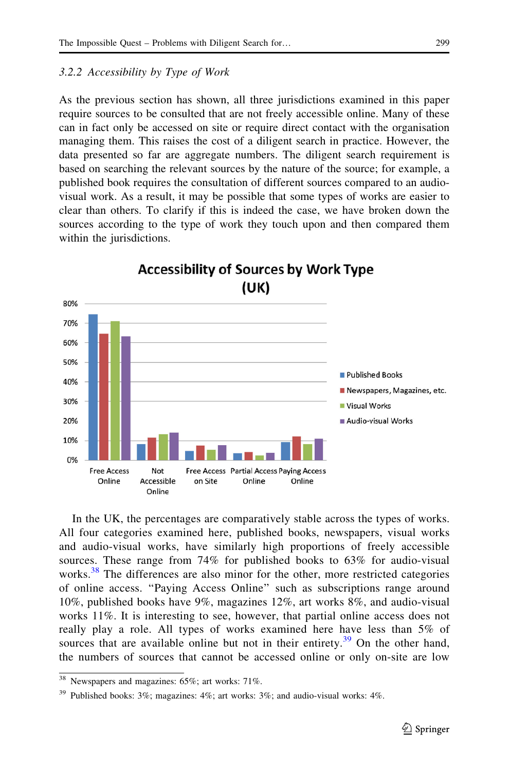### 3.2.2 Accessibility by Type of Work

As the previous section has shown, all three jurisdictions examined in this paper require sources to be consulted that are not freely accessible online. Many of these can in fact only be accessed on site or require direct contact with the organisation managing them. This raises the cost of a diligent search in practice. However, the data presented so far are aggregate numbers. The diligent search requirement is based on searching the relevant sources by the nature of the source; for example, a published book requires the consultation of different sources compared to an audio-visual work. As a result, it may be possible that some types of works are easier to clear than others. To clarify if this is indeed the case, we have broken down the sources according to the type of work they touch upon and then compared them within the jurisdictions.

**Accessibility of Sources by Work Type (UK)**

| | Published Books | Newspapers, Magazines, etc. | Visual Works | Audio-visual Works |
|---|---|---|---|---|
| Free Access Online | 74% | 65% | 71% | 63% |
| Not Accessible Online | 8% | 11% | 13% | 14% |
| Free Access on Site | 4% | 7% | 5% | 7% |
| Partial Access Online | 3% | 4% | 3% | 4% |
| Paying Access Online | 9% | 12% | 8% | 11% |

In the UK, the percentages are comparatively stable across the types of works. All four categories examined here, published books, newspapers, visual works and audio-visual works, have similarly high proportions of freely accessible sources. These range from 74% for published books to 63% for audio-visual works.[38] The differences are also minor for the other, more restricted categories of online access. "Paying Access Online" such as subscriptions range around 10%, published books have 9%, magazines 12%, art works 8%, and audio-visual works 11%. It is interesting to see, however, that partial online access does not really play a role. All types of works examined here have less than 5% of sources that are available online but not in their entirety.[39] On the other hand, the numbers of sources that cannot be accessed online or only on-site are low

[38] Newspapers and magazines: 65%; art works: 71%.

[39] Published books: 3%; magazines: 4%; art works: 3%; and audio-visual works: 4%.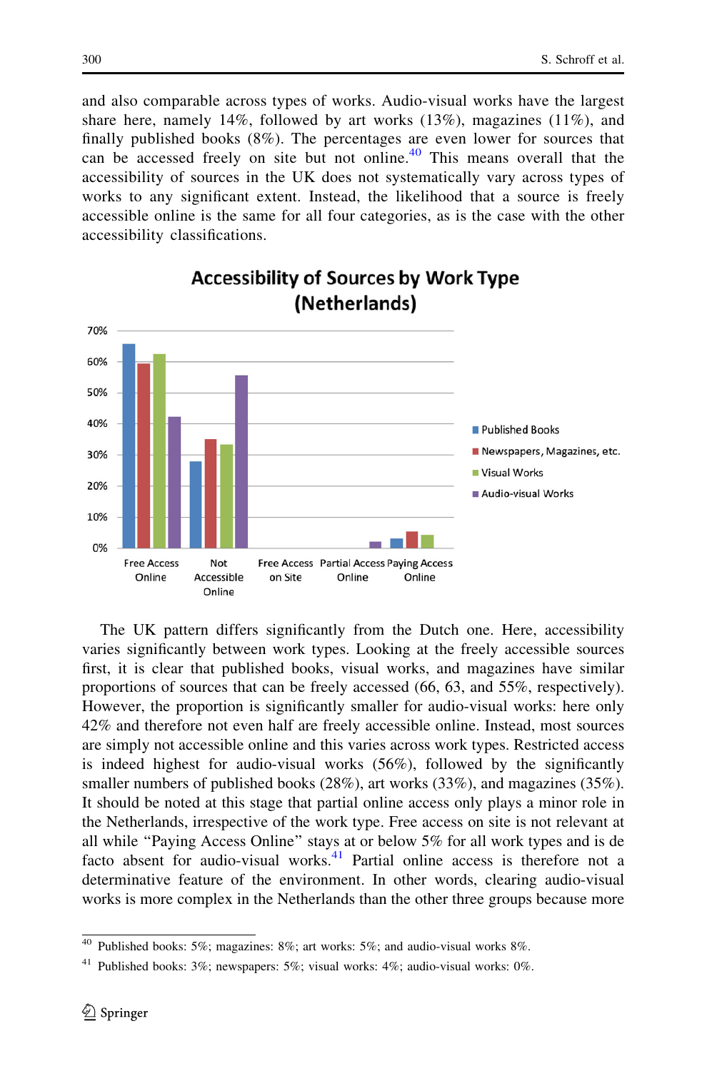and also comparable across types of works. Audio-visual works have the largest share here, namely 14%, followed by art works (13%), magazines (11%), and finally published books (8%). The percentages are even lower for sources that can be accessed freely on site but not online.[40] This means overall that the accessibility of sources in the UK does not systematically vary across types of works to any significant extent. Instead, the likelihood that a source is freely accessible online is the same for all four categories, as is the case with the other accessibility classifications.

The UK pattern differs significantly from the Dutch one. Here, accessibility varies significantly between work types. Looking at the freely accessible sources first, it is clear that published books, visual works, and magazines have similar proportions of sources that can be freely accessed (66, 63, and 55%, respectively). However, the proportion is significantly smaller for audio-visual works: here only 42% and therefore not even half are freely accessible online. Instead, most sources are simply not accessible online and this varies across work types. Restricted access is indeed highest for audio-visual works (56%), followed by the significantly smaller numbers of published books (28%), art works (33%), and magazines (35%). It should be noted at this stage that partial online access only plays a minor role in the Netherlands, irrespective of the work type. Free access on site is not relevant at all while "Paying Access Online" stays at or below 5% for all work types and is de facto absent for audio-visual works.[41] Partial online access is therefore not a determinative feature of the environment. In other words, clearing audio-visual works is more complex in the Netherlands than the other three groups because more

---

[40] Published books: 5%; magazines: 8%; art works: 5%; and audio-visual works 8%.

[41] Published books: 3%; newspapers: 5%; visual works: 4%; audio-visual works: 0%.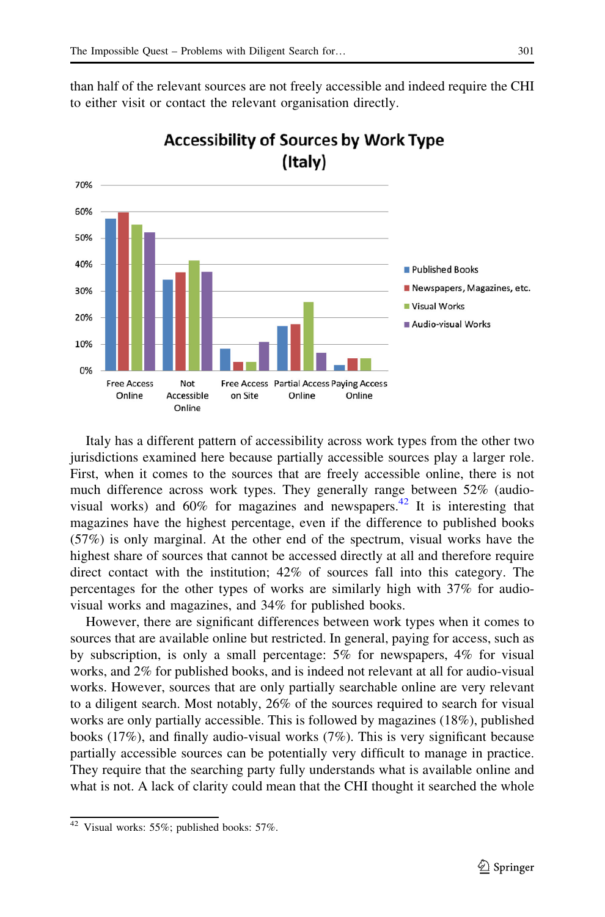than half of the relevant sources are not freely accessible and indeed require the CHI to either visit or contact the relevant organisation directly.

Italy has a different pattern of accessibility across work types from the other two jurisdictions examined here because partially accessible sources play a larger role. First, when it comes to the sources that are freely accessible online, there is not much difference across work types. They generally range between 52% (audio-visual works) and 60% for magazines and newspapers.[42] It is interesting that magazines have the highest percentage, even if the difference to published books (57%) is only marginal. At the other end of the spectrum, visual works have the highest share of sources that cannot be accessed directly at all and therefore require direct contact with the institution; 42% of sources fall into this category. The percentages for the other types of works are similarly high with 37% for audio-visual works and magazines, and 34% for published books.

However, there are significant differences between work types when it comes to sources that are available online but restricted. In general, paying for access, such as by subscription, is only a small percentage: 5% for newspapers, 4% for visual works, and 2% for published books, and is indeed not relevant at all for audio-visual works. However, sources that are only partially searchable online are very relevant to a diligent search. Most notably, 26% of the sources required to search for visual works are only partially accessible. This is followed by magazines (18%), published books (17%), and finally audio-visual works (7%). This is very significant because partially accessible sources can be potentially very difficult to manage in practice. They require that the searching party fully understands what is available online and what is not. A lack of clarity could mean that the CHI thought it searched the whole

[42] Visual works: 55%; published books: 57%.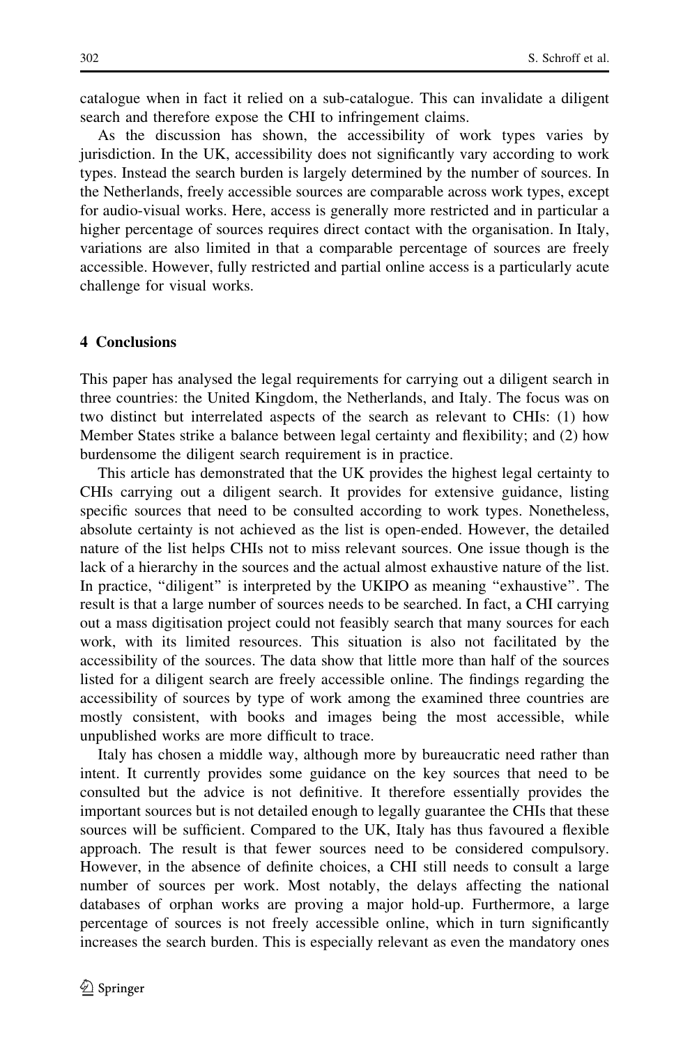catalogue when in fact it relied on a sub-catalogue. This can invalidate a diligent search and therefore expose the CHI to infringement claims.

As the discussion has shown, the accessibility of work types varies by jurisdiction. In the UK, accessibility does not significantly vary according to work types. Instead the search burden is largely determined by the number of sources. In the Netherlands, freely accessible sources are comparable across work types, except for audio-visual works. Here, access is generally more restricted and in particular a higher percentage of sources requires direct contact with the organisation. In Italy, variations are also limited in that a comparable percentage of sources are freely accessible. However, fully restricted and partial online access is a particularly acute challenge for visual works.

## 4 Conclusions

This paper has analysed the legal requirements for carrying out a diligent search in three countries: the United Kingdom, the Netherlands, and Italy. The focus was on two distinct but interrelated aspects of the search as relevant to CHIs: (1) how Member States strike a balance between legal certainty and flexibility; and (2) how burdensome the diligent search requirement is in practice.

This article has demonstrated that the UK provides the highest legal certainty to CHIs carrying out a diligent search. It provides for extensive guidance, listing specific sources that need to be consulted according to work types. Nonetheless, absolute certainty is not achieved as the list is open-ended. However, the detailed nature of the list helps CHIs not to miss relevant sources. One issue though is the lack of a hierarchy in the sources and the actual almost exhaustive nature of the list. In practice, "diligent" is interpreted by the UKIPO as meaning "exhaustive". The result is that a large number of sources needs to be searched. In fact, a CHI carrying out a mass digitisation project could not feasibly search that many sources for each work, with its limited resources. This situation is also not facilitated by the accessibility of the sources. The data show that little more than half of the sources listed for a diligent search are freely accessible online. The findings regarding the accessibility of sources by type of work among the examined three countries are mostly consistent, with books and images being the most accessible, while unpublished works are more difficult to trace.

Italy has chosen a middle way, although more by bureaucratic need rather than intent. It currently provides some guidance on the key sources that need to be consulted but the advice is not definitive. It therefore essentially provides the important sources but is not detailed enough to legally guarantee the CHIs that these sources will be sufficient. Compared to the UK, Italy has thus favoured a flexible approach. The result is that fewer sources need to be considered compulsory. However, in the absence of definite choices, a CHI still needs to consult a large number of sources per work. Most notably, the delays affecting the national databases of orphan works are proving a major hold-up. Furthermore, a large percentage of sources is not freely accessible online, which in turn significantly increases the search burden. This is especially relevant as even the mandatory ones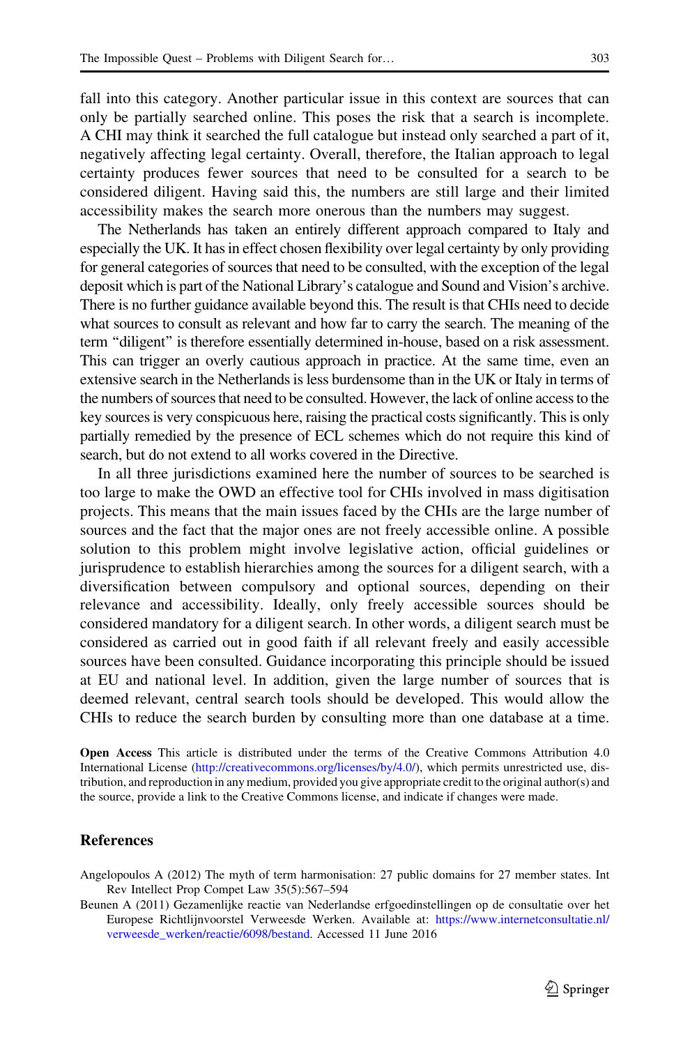fall into this category. Another particular issue in this context are sources that can only be partially searched online. This poses the risk that a search is incomplete. A CHI may think it searched the full catalogue but instead only searched a part of it, negatively affecting legal certainty. Overall, therefore, the Italian approach to legal certainty produces fewer sources that need to be consulted for a search to be considered diligent. Having said this, the numbers are still large and their limited accessibility makes the search more onerous than the numbers may suggest.

The Netherlands has taken an entirely different approach compared to Italy and especially the UK. It has in effect chosen flexibility over legal certainty by only providing for general categories of sources that need to be consulted, with the exception of the legal deposit which is part of the National Library's catalogue and Sound and Vision's archive. There is no further guidance available beyond this. The result is that CHIs need to decide what sources to consult as relevant and how far to carry the search. The meaning of the term "diligent" is therefore essentially determined in-house, based on a risk assessment. This can trigger an overly cautious approach in practice. At the same time, even an extensive search in the Netherlands is less burdensome than in the UK or Italy in terms of the numbers of sources that need to be consulted. However, the lack of online access to the key sources is very conspicuous here, raising the practical costs significantly. This is only partially remedied by the presence of ECL schemes which do not require this kind of search, but do not extend to all works covered in the Directive.

In all three jurisdictions examined here the number of sources to be searched is too large to make the OWD an effective tool for CHIs involved in mass digitisation projects. This means that the main issues faced by the CHIs are the large number of sources and the fact that the major ones are not freely accessible online. A possible solution to this problem might involve legislative action, official guidelines or jurisprudence to establish hierarchies among the sources for a diligent search, with a diversification between compulsory and optional sources, depending on their relevance and accessibility. Ideally, only freely accessible sources should be considered mandatory for a diligent search. In other words, a diligent search must be considered as carried out in good faith if all relevant freely and easily accessible sources have been consulted. Guidance incorporating this principle should be issued at EU and national level. In addition, given the large number of sources that is deemed relevant, central search tools should be developed. This would allow the CHIs to reduce the search burden by consulting more than one database at a time.

**Open Access** This article is distributed under the terms of the Creative Commons Attribution 4.0 International License (http://creativecommons.org/licenses/by/4.0/), which permits unrestricted use, distribution, and reproduction in any medium, provided you give appropriate credit to the original author(s) and the source, provide a link to the Creative Commons license, and indicate if changes were made.

## References

Angelopoulos A (2012) The myth of term harmonisation: 27 public domains for 27 member states. Int Rev Intellect Prop Compet Law 35(5):567–594

Beunen A (2011) Gezamenlijke reactie van Nederlandse erfgoedinstellingen op de consultatie over het Europese Richtlijnvoorstel Verweesde Werken. Available at: https://www.internetconsultatie.nl/verweesde_werken/reactie/6098/bestand. Accessed 11 June 2016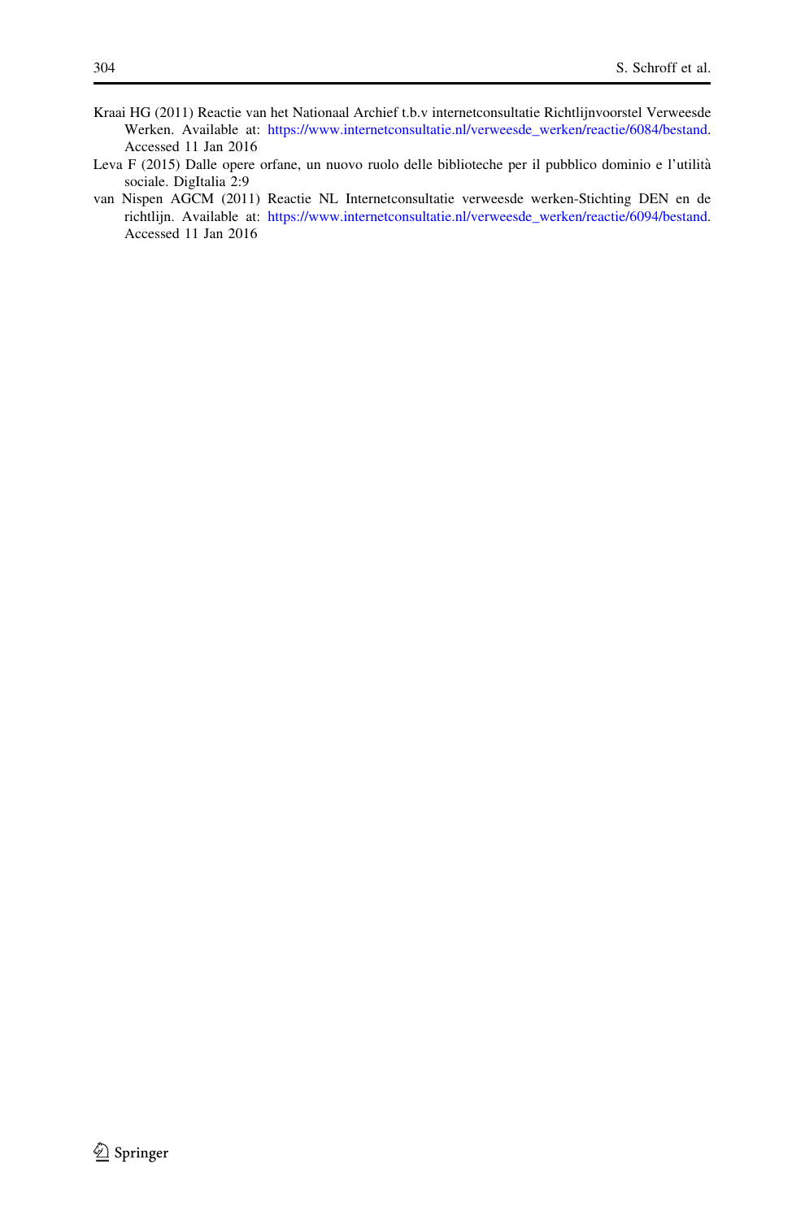Kraai HG (2011) Reactie van het Nationaal Archief t.b.v internetconsultatie Richtlijnvoorstel Verweesde Werken. Available at: https://www.internetconsultatie.nl/verweesde_werken/reactie/6084/bestand. Accessed 11 Jan 2016

Leva F (2015) Dalle opere orfane, un nuovo ruolo delle biblioteche per il pubblico dominio e l'utilità sociale. DigItalia 2:9

van Nispen AGCM (2011) Reactie NL Internetconsultatie verweesde werken-Stichting DEN en de richtlijn. Available at: https://www.internetconsultatie.nl/verweesde_werken/reactie/6094/bestand. Accessed 11 Jan 2016